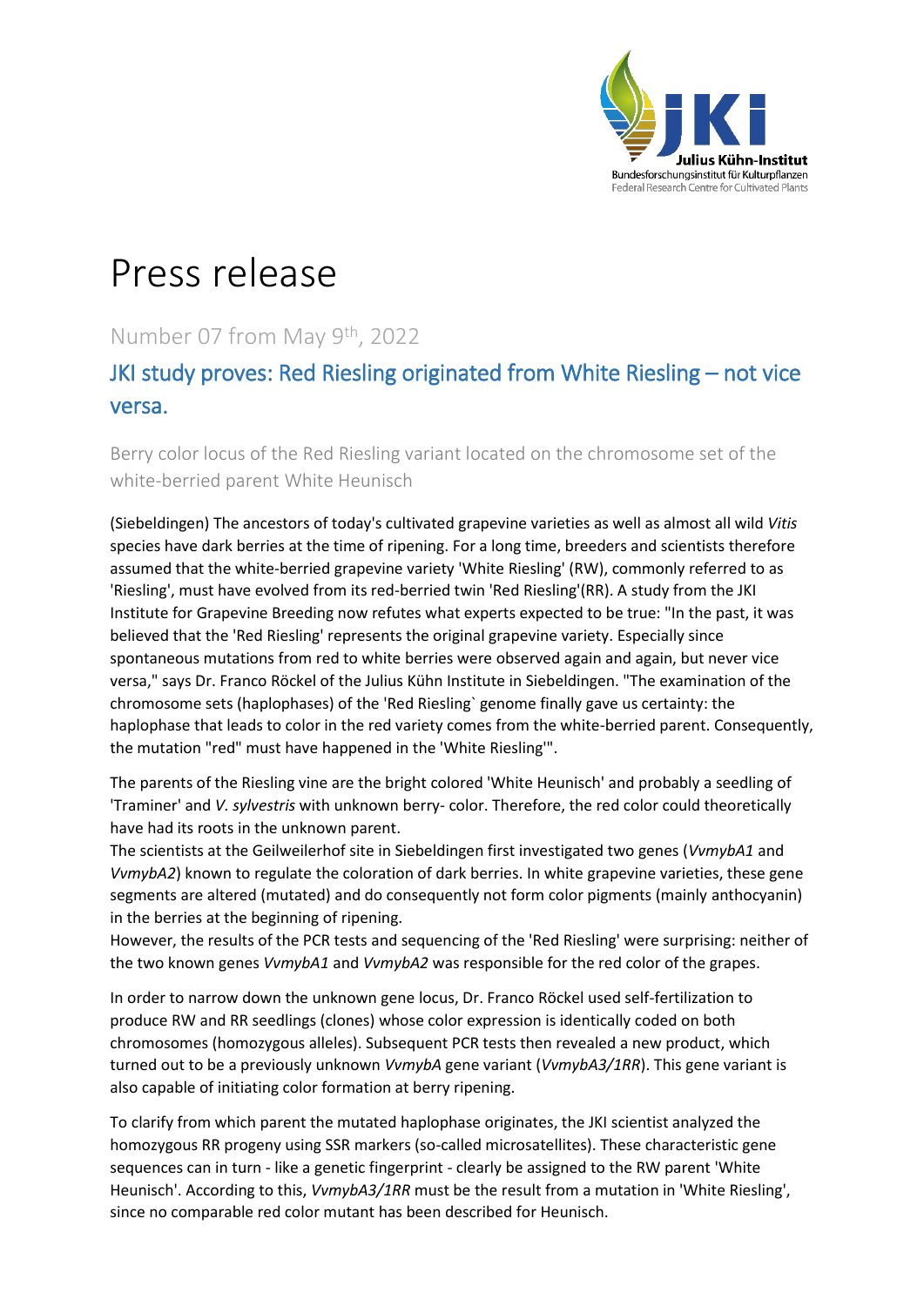# Press release

Number 07 from May 9th, 2022

## JKI study proves: Red Riesling originated from White Riesling – not vice versa.

Berry color locus of the Red Riesling variant located on the chromosome set of the white-berried parent White Heunisch

(Siebeldingen) The ancestors of today's cultivated grapevine varieties as well as almost all wild *Vitis* species have dark berries at the time of ripening. For a long time, breeders and scientists therefore assumed that the white-berried grapevine variety 'White Riesling' (RW), commonly referred to as 'Riesling', must have evolved from its red-berried twin 'Red Riesling'(RR). A study from the JKI Institute for Grapevine Breeding now refutes what experts expected to be true: "In the past, it was believed that the 'Red Riesling' represents the original grapevine variety. Especially since spontaneous mutations from red to white berries were observed again and again, but never vice versa," says Dr. Franco Röckel of the Julius Kühn Institute in Siebeldingen. "The examination of the chromosome sets (haplophases) of the 'Red Riesling` genome finally gave us certainty: the haplophase that leads to color in the red variety comes from the white-berried parent. Consequently, the mutation "red" must have happened in the 'White Riesling'".

The parents of the Riesling vine are the bright colored 'White Heunisch' and probably a seedling of 'Traminer' and *V. sylvestris* with unknown berry- color. Therefore, the red color could theoretically have had its roots in the unknown parent.
The scientists at the Geilweilerhof site in Siebeldingen first investigated two genes (*VvmybA1* and *VvmybA2*) known to regulate the coloration of dark berries. In white grapevine varieties, these gene segments are altered (mutated) and do consequently not form color pigments (mainly anthocyanin) in the berries at the beginning of ripening.
However, the results of the PCR tests and sequencing of the 'Red Riesling' were surprising: neither of the two known genes *VvmybA1* and *VvmybA2* was responsible for the red color of the grapes.

In order to narrow down the unknown gene locus, Dr. Franco Röckel used self-fertilization to produce RW and RR seedlings (clones) whose color expression is identically coded on both chromosomes (homozygous alleles). Subsequent PCR tests then revealed a new product, which turned out to be a previously unknown *VvmybA* gene variant (*VvmybA3/1RR*). This gene variant is also capable of initiating color formation at berry ripening.

To clarify from which parent the mutated haplophase originates, the JKI scientist analyzed the homozygous RR progeny using SSR markers (so-called microsatellites). These characteristic gene sequences can in turn - like a genetic fingerprint - clearly be assigned to the RW parent 'White Heunisch'. According to this, *VvmybA3/1RR* must be the result from a mutation in 'White Riesling', since no comparable red color mutant has been described for Heunisch.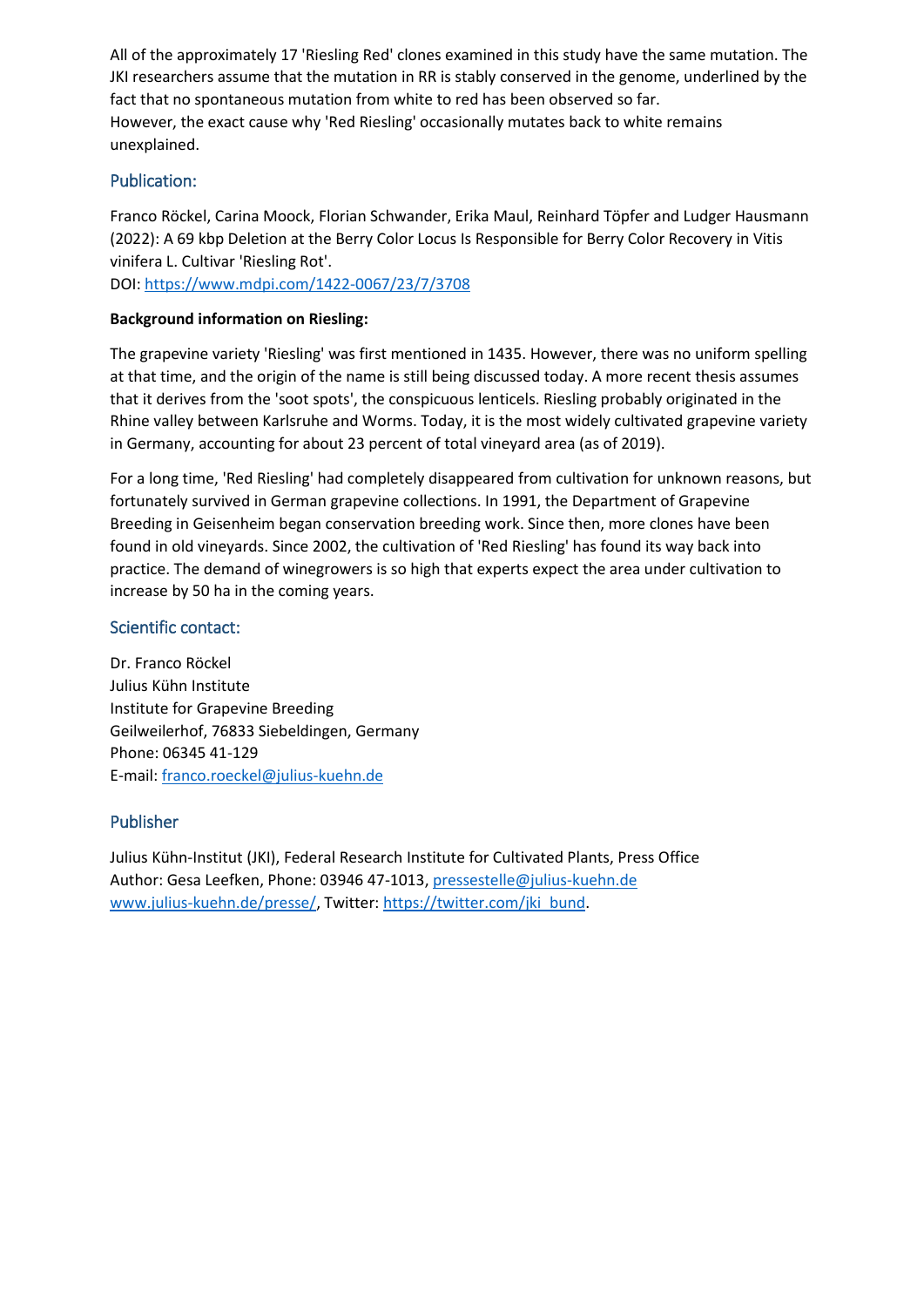All of the approximately 17 'Riesling Red' clones examined in this study have the same mutation. The JKI researchers assume that the mutation in RR is stably conserved in the genome, underlined by the fact that no spontaneous mutation from white to red has been observed so far.
However, the exact cause why 'Red Riesling' occasionally mutates back to white remains unexplained.

## Publication:

Franco Röckel, Carina Moock, Florian Schwander, Erika Maul, Reinhard Töpfer and Ludger Hausmann (2022): A 69 kbp Deletion at the Berry Color Locus Is Responsible for Berry Color Recovery in Vitis vinifera L. Cultivar 'Riesling Rot'.
DOI: https://www.mdpi.com/1422-0067/23/7/3708

**Background information on Riesling:**

The grapevine variety 'Riesling' was first mentioned in 1435. However, there was no uniform spelling at that time, and the origin of the name is still being discussed today. A more recent thesis assumes that it derives from the 'soot spots', the conspicuous lenticels. Riesling probably originated in the Rhine valley between Karlsruhe and Worms. Today, it is the most widely cultivated grapevine variety in Germany, accounting for about 23 percent of total vineyard area (as of 2019).

For a long time, 'Red Riesling' had completely disappeared from cultivation for unknown reasons, but fortunately survived in German grapevine collections. In 1991, the Department of Grapevine Breeding in Geisenheim began conservation breeding work. Since then, more clones have been found in old vineyards. Since 2002, the cultivation of 'Red Riesling' has found its way back into practice. The demand of winegrowers is so high that experts expect the area under cultivation to increase by 50 ha in the coming years.

## Scientific contact:

Dr. Franco Röckel
Julius Kühn Institute
Institute for Grapevine Breeding
Geilweilerhof, 76833 Siebeldingen, Germany
Phone: 06345 41-129
E-mail: franco.roeckel@julius-kuehn.de

## Publisher

Julius Kühn-Institut (JKI), Federal Research Institute for Cultivated Plants, Press Office
Author: Gesa Leefken, Phone: 03946 47-1013, pressestelle@julius-kuehn.de
www.julius-kuehn.de/presse/, Twitter: https://twitter.com/jki_bund.